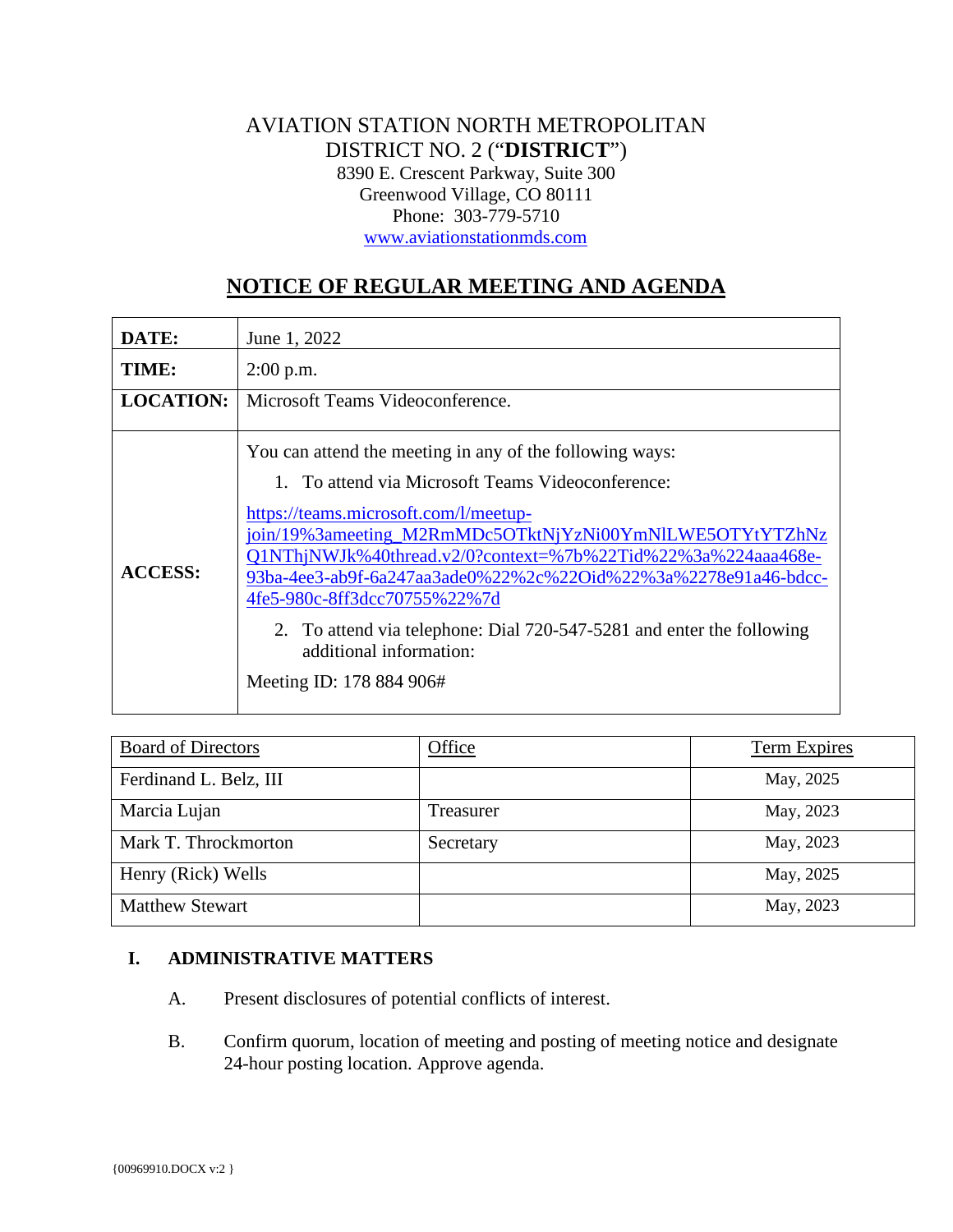AVIATION STATION NORTH METROPOLITAN
DISTRICT NO. 2 ("**DISTRICT**")
8390 E. Crescent Parkway, Suite 300
Greenwood Village, CO 80111
Phone: 303-779-5710
www.aviationstationmds.com

# NOTICE OF REGULAR MEETING AND AGENDA

| | |
|---|---|
| **DATE:** | June 1, 2022 |
| **TIME:** | 2:00 p.m. |
| **LOCATION:** | Microsoft Teams Videoconference. |
| **ACCESS:** | You can attend the meeting in any of the following ways:<br>1. To attend via Microsoft Teams Videoconference:<br>https://teams.microsoft.com/l/meetup-join/19%3ameeting_M2RmMDc5OTktNjYzNi00YmNlLWE5OTYtYTZhNzQ1NThjNWJk%40thread.v2/0?context=%7b%22Tid%22%3a%224aaa468e-93ba-4ee3-ab9f-6a247aa3ade0%22%2c%22Oid%22%3a%2278e91a46-bdcc-4fe5-980c-8ff3dcc70755%22%7d<br>2. To attend via telephone: Dial 720-547-5281 and enter the following additional information:<br>Meeting ID: 178 884 906# |

| Board of Directors | Office | Term Expires |
|---|---|---|
| Ferdinand L. Belz, III | | May, 2025 |
| Marcia Lujan | Treasurer | May, 2023 |
| Mark T. Throckmorton | Secretary | May, 2023 |
| Henry (Rick) Wells | | May, 2025 |
| Matthew Stewart | | May, 2023 |

## I. ADMINISTRATIVE MATTERS

A. Present disclosures of potential conflicts of interest.

B. Confirm quorum, location of meeting and posting of meeting notice and designate 24-hour posting location. Approve agenda.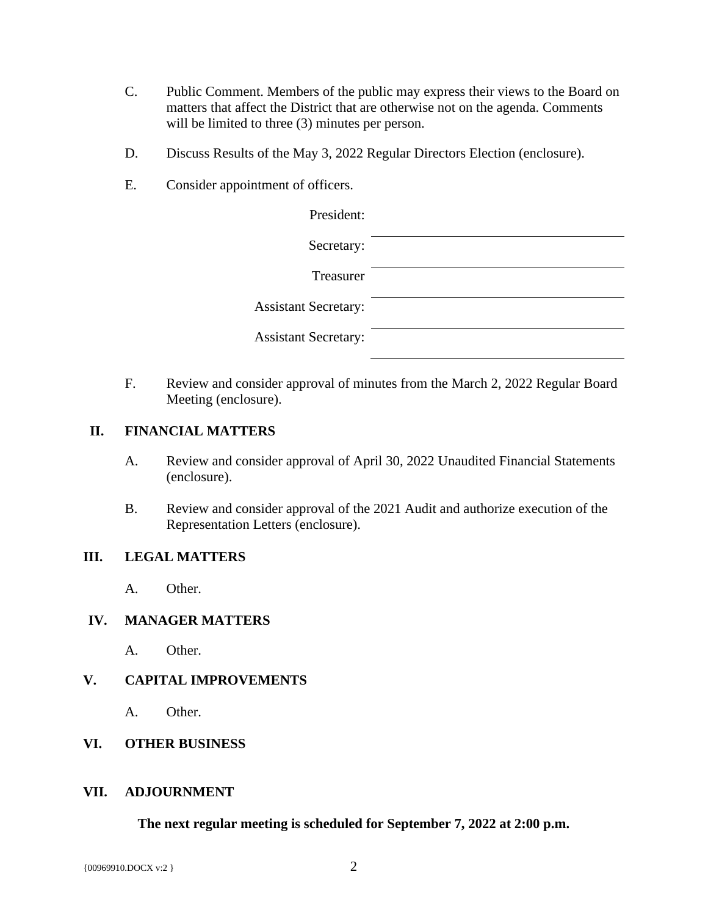C. Public Comment. Members of the public may express their views to the Board on matters that affect the District that are otherwise not on the agenda. Comments will be limited to three (3) minutes per person.

D. Discuss Results of the May 3, 2022 Regular Directors Election (enclosure).

E. Consider appointment of officers.

| | |
|---|---|
| President: | ___________________________ |
| Secretary: | ___________________________ |
| Treasurer | ___________________________ |
| Assistant Secretary: | ___________________________ |
| Assistant Secretary: | ___________________________ |

F. Review and consider approval of minutes from the March 2, 2022 Regular Board Meeting (enclosure).

## II. FINANCIAL MATTERS

A. Review and consider approval of April 30, 2022 Unaudited Financial Statements (enclosure).

B. Review and consider approval of the 2021 Audit and authorize execution of the Representation Letters (enclosure).

## III. LEGAL MATTERS

A. Other.

## IV. MANAGER MATTERS

A. Other.

## V. CAPITAL IMPROVEMENTS

A. Other.

## VI. OTHER BUSINESS

## VII. ADJOURNMENT

**The next regular meeting is scheduled for September 7, 2022 at 2:00 p.m.**

{00969910.DOCX v:2 }